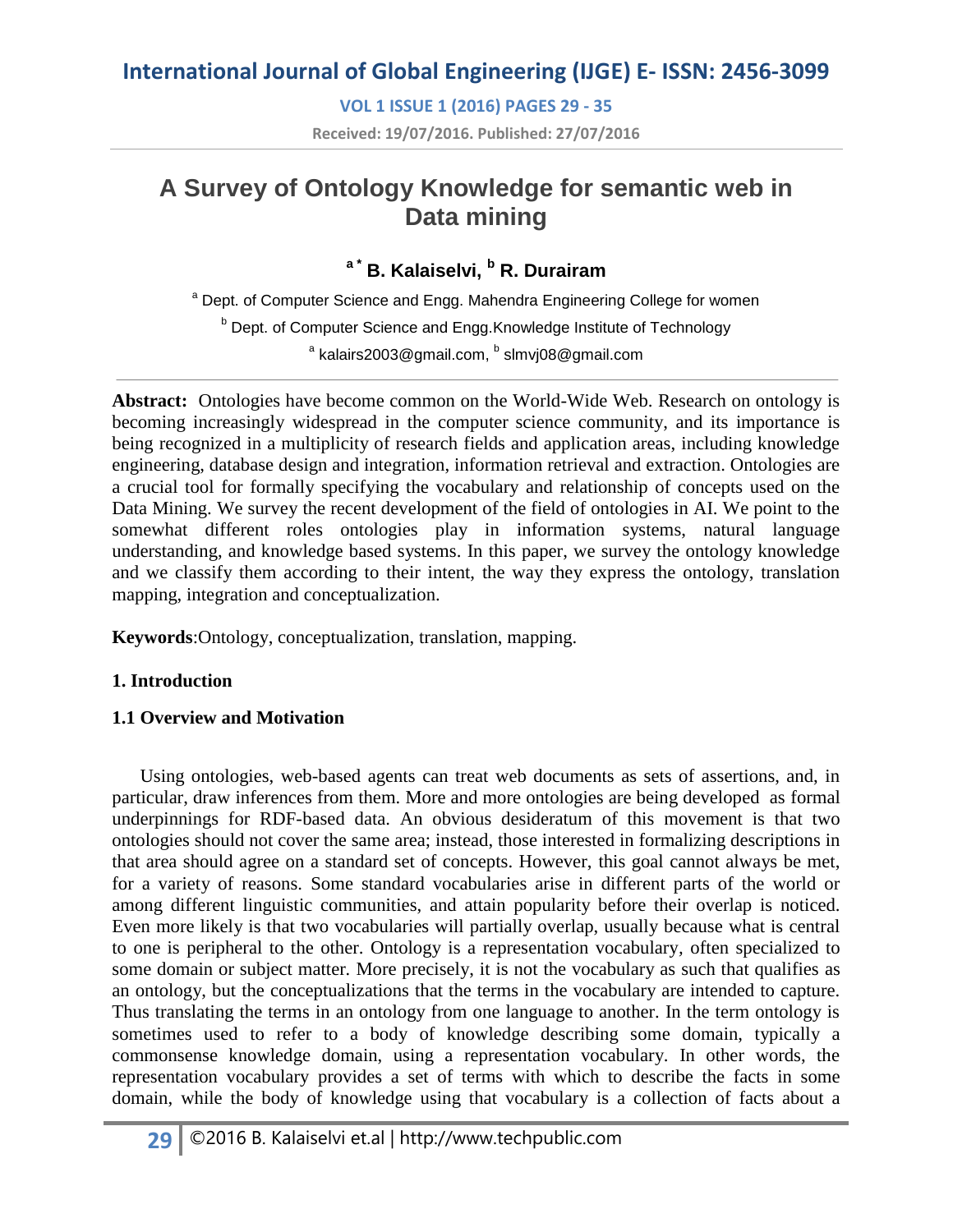# A Survey of Ontology Knowledge for semantic web in Data mining

**[a*] B. Kalaiselvi, [b] R. Durairam**

[a] Dept. of Computer Science and Engg. Mahendra Engineering College for women

[b] Dept. of Computer Science and Engg.Knowledge Institute of Technology

[a] kalairs2003@gmail.com, [b] slmvj08@gmail.com

**Abstract:** Ontologies have become common on the World-Wide Web. Research on ontology is becoming increasingly widespread in the computer science community, and its importance is being recognized in a multiplicity of research fields and application areas, including knowledge engineering, database design and integration, information retrieval and extraction. Ontologies are a crucial tool for formally specifying the vocabulary and relationship of concepts used on the Data Mining. We survey the recent development of the field of ontologies in AI. We point to the somewhat different roles ontologies play in information systems, natural language understanding, and knowledge based systems. In this paper, we survey the ontology knowledge and we classify them according to their intent, the way they express the ontology, translation mapping, integration and conceptualization.

**Keywords**:Ontology, conceptualization, translation, mapping.

## 1. Introduction

### 1.1 Overview and Motivation

Using ontologies, web-based agents can treat web documents as sets of assertions, and, in particular, draw inferences from them. More and more ontologies are being developed as formal underpinnings for RDF-based data. An obvious desideratum of this movement is that two ontologies should not cover the same area; instead, those interested in formalizing descriptions in that area should agree on a standard set of concepts. However, this goal cannot always be met, for a variety of reasons. Some standard vocabularies arise in different parts of the world or among different linguistic communities, and attain popularity before their overlap is noticed. Even more likely is that two vocabularies will partially overlap, usually because what is central to one is peripheral to the other. Ontology is a representation vocabulary, often specialized to some domain or subject matter. More precisely, it is not the vocabulary as such that qualifies as an ontology, but the conceptualizations that the terms in the vocabulary are intended to capture. Thus translating the terms in an ontology from one language to another. In the term ontology is sometimes used to refer to a body of knowledge describing some domain, typically a commonsense knowledge domain, using a representation vocabulary. In other words, the representation vocabulary provides a set of terms with which to describe the facts in some domain, while the body of knowledge using that vocabulary is a collection of facts about a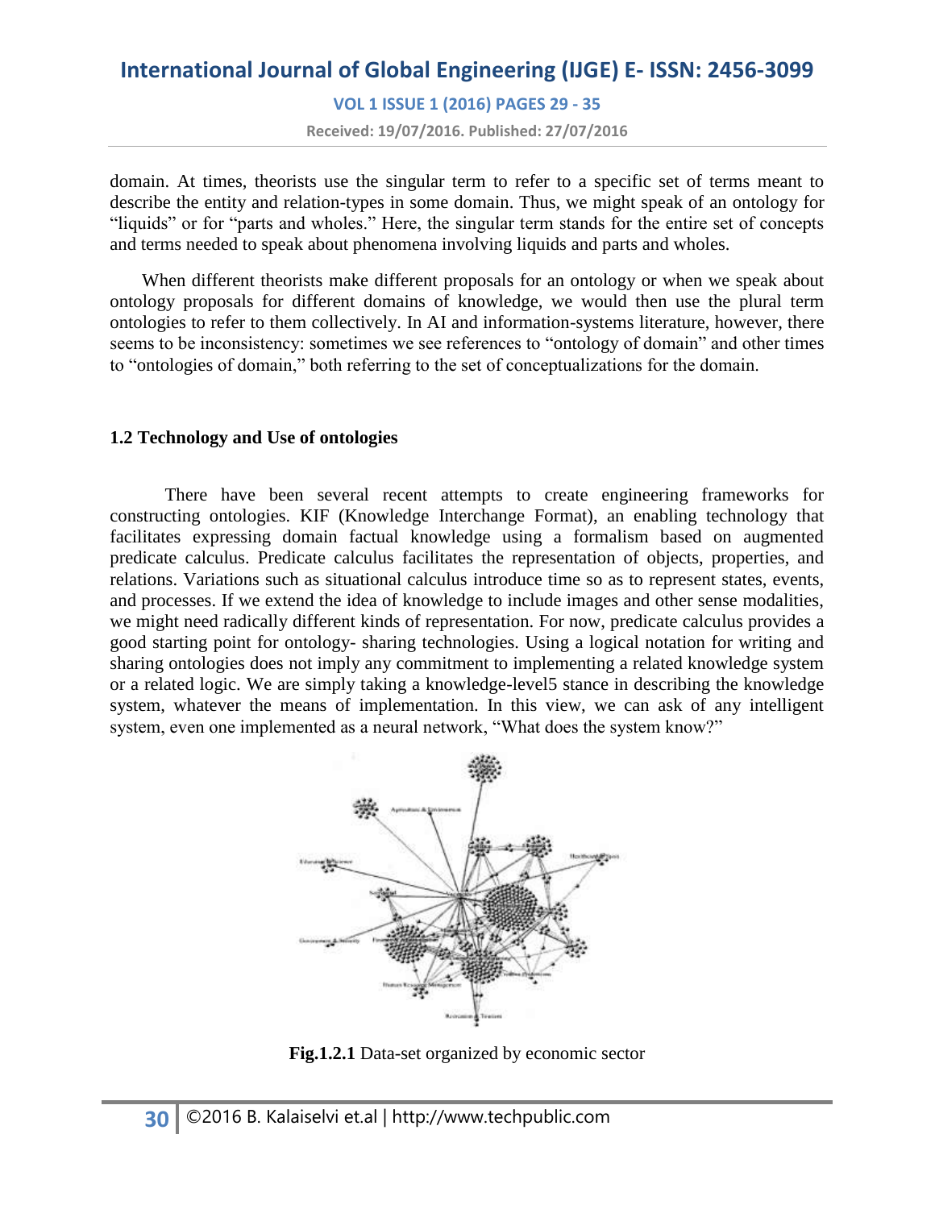domain. At times, theorists use the singular term to refer to a specific set of terms meant to describe the entity and relation-types in some domain. Thus, we might speak of an ontology for "liquids" or for "parts and wholes." Here, the singular term stands for the entire set of concepts and terms needed to speak about phenomena involving liquids and parts and wholes.

When different theorists make different proposals for an ontology or when we speak about ontology proposals for different domains of knowledge, we would then use the plural term ontologies to refer to them collectively. In AI and information-systems literature, however, there seems to be inconsistency: sometimes we see references to "ontology of domain" and other times to "ontologies of domain," both referring to the set of conceptualizations for the domain.

### 1.2 Technology and Use of ontologies

There have been several recent attempts to create engineering frameworks for constructing ontologies. KIF (Knowledge Interchange Format), an enabling technology that facilitates expressing domain factual knowledge using a formalism based on augmented predicate calculus. Predicate calculus facilitates the representation of objects, properties, and relations. Variations such as situational calculus introduce time so as to represent states, events, and processes. If we extend the idea of knowledge to include images and other sense modalities, we might need radically different kinds of representation. For now, predicate calculus provides a good starting point for ontology- sharing technologies. Using a logical notation for writing and sharing ontologies does not imply any commitment to implementing a related knowledge system or a related logic. We are simply taking a knowledge-level5 stance in describing the knowledge system, whatever the means of implementation. In this view, we can ask of any intelligent system, even one implemented as a neural network, "What does the system know?"

**Fig.1.2.1** Data-set organized by economic sector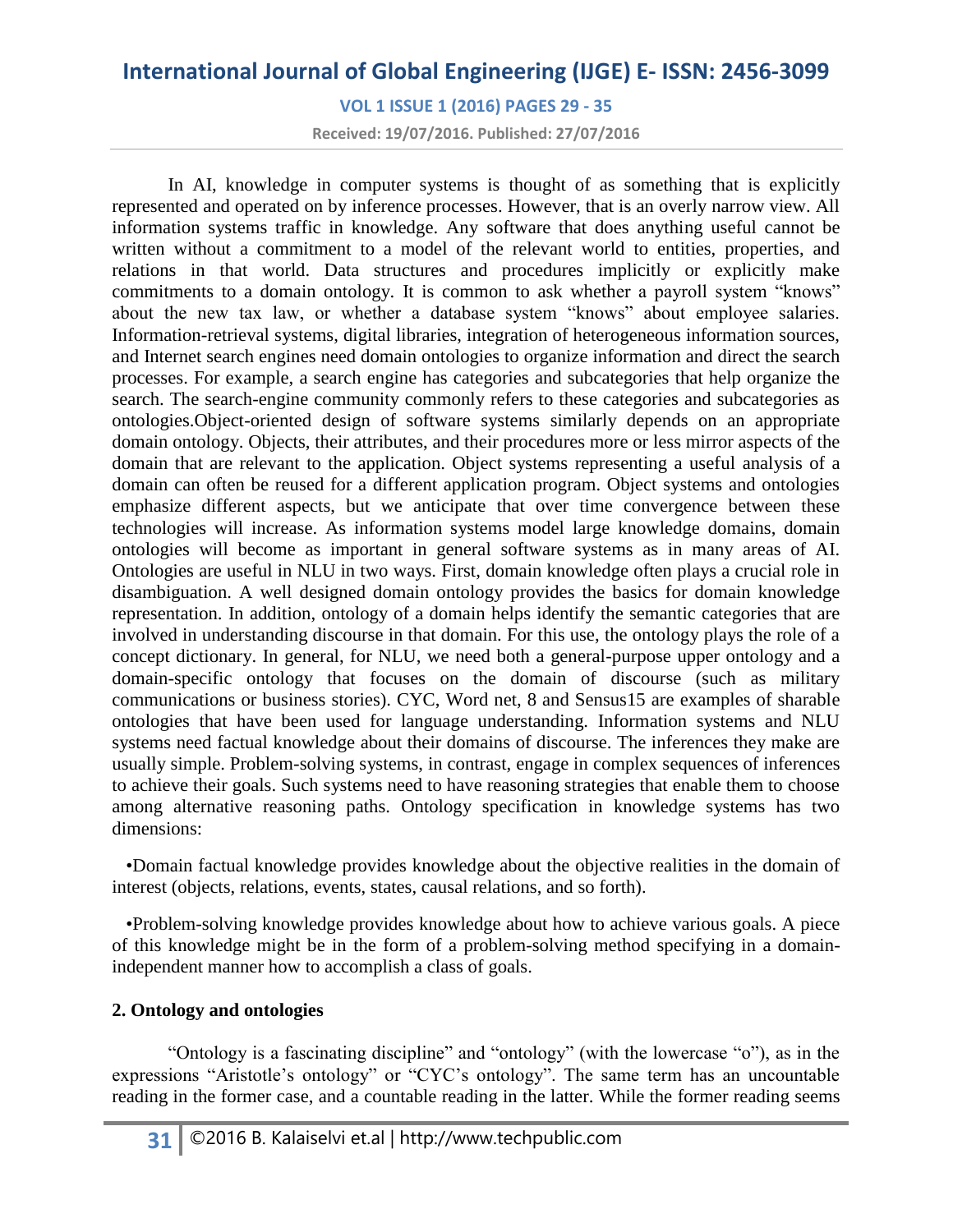In AI, knowledge in computer systems is thought of as something that is explicitly represented and operated on by inference processes. However, that is an overly narrow view. All information systems traffic in knowledge. Any software that does anything useful cannot be written without a commitment to a model of the relevant world to entities, properties, and relations in that world. Data structures and procedures implicitly or explicitly make commitments to a domain ontology. It is common to ask whether a payroll system "knows" about the new tax law, or whether a database system "knows" about employee salaries. Information-retrieval systems, digital libraries, integration of heterogeneous information sources, and Internet search engines need domain ontologies to organize information and direct the search processes. For example, a search engine has categories and subcategories that help organize the search. The search-engine community commonly refers to these categories and subcategories as ontologies.Object-oriented design of software systems similarly depends on an appropriate domain ontology. Objects, their attributes, and their procedures more or less mirror aspects of the domain that are relevant to the application. Object systems representing a useful analysis of a domain can often be reused for a different application program. Object systems and ontologies emphasize different aspects, but we anticipate that over time convergence between these technologies will increase. As information systems model large knowledge domains, domain ontologies will become as important in general software systems as in many areas of AI. Ontologies are useful in NLU in two ways. First, domain knowledge often plays a crucial role in disambiguation. A well designed domain ontology provides the basics for domain knowledge representation. In addition, ontology of a domain helps identify the semantic categories that are involved in understanding discourse in that domain. For this use, the ontology plays the role of a concept dictionary. In general, for NLU, we need both a general-purpose upper ontology and a domain-specific ontology that focuses on the domain of discourse (such as military communications or business stories). CYC, Word net, 8 and Sensus15 are examples of sharable ontologies that have been used for language understanding. Information systems and NLU systems need factual knowledge about their domains of discourse. The inferences they make are usually simple. Problem-solving systems, in contrast, engage in complex sequences of inferences to achieve their goals. Such systems need to have reasoning strategies that enable them to choose among alternative reasoning paths. Ontology specification in knowledge systems has two dimensions:

- Domain factual knowledge provides knowledge about the objective realities in the domain of interest (objects, relations, events, states, causal relations, and so forth).

- Problem-solving knowledge provides knowledge about how to achieve various goals. A piece of this knowledge might be in the form of a problem-solving method specifying in a domain-independent manner how to accomplish a class of goals.

## 2. Ontology and ontologies

"Ontology is a fascinating discipline" and "ontology" (with the lowercase "o"), as in the expressions "Aristotle's ontology" or "CYC's ontology". The same term has an uncountable reading in the former case, and a countable reading in the latter. While the former reading seems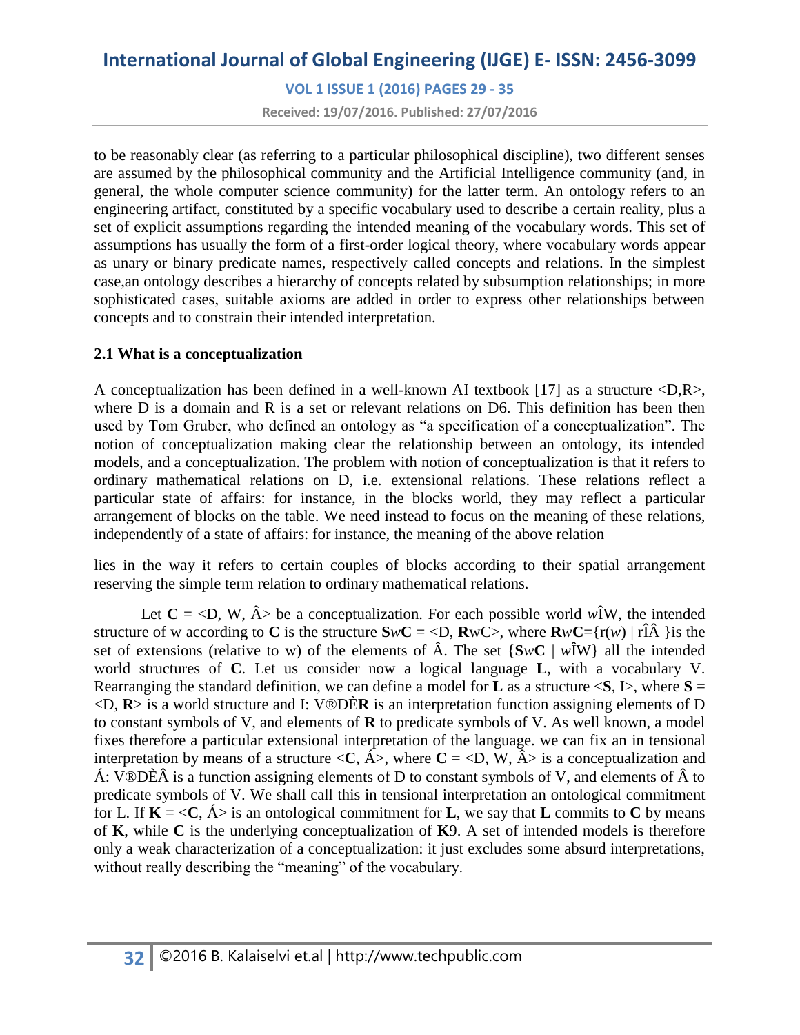to be reasonably clear (as referring to a particular philosophical discipline), two different senses are assumed by the philosophical community and the Artificial Intelligence community (and, in general, the whole computer science community) for the latter term. An ontology refers to an engineering artifact, constituted by a specific vocabulary used to describe a certain reality, plus a set of explicit assumptions regarding the intended meaning of the vocabulary words. This set of assumptions has usually the form of a first-order logical theory, where vocabulary words appear as unary or binary predicate names, respectively called concepts and relations. In the simplest case,an ontology describes a hierarchy of concepts related by subsumption relationships; in more sophisticated cases, suitable axioms are added in order to express other relationships between concepts and to constrain their intended interpretation.

### 2.1 What is a conceptualization

A conceptualization has been defined in a well-known AI textbook [17] as a structure <D,R>, where D is a domain and R is a set or relevant relations on D6. This definition has been then used by Tom Gruber, who defined an ontology as “a specification of a conceptualization”. The notion of conceptualization making clear the relationship between an ontology, its intended models, and a conceptualization. The problem with notion of conceptualization is that it refers to ordinary mathematical relations on D, i.e. extensional relations. These relations reflect a particular state of affairs: for instance, in the blocks world, they may reflect a particular arrangement of blocks on the table. We need instead to focus on the meaning of these relations, independently of a state of affairs: for instance, the meaning of the above relation

lies in the way it refers to certain couples of blocks according to their spatial arrangement reserving the simple term relation to ordinary mathematical relations.

Let **C** = <D, W, Â> be a conceptualization. For each possible world *w*ÎW, the intended structure of w according to **C** is the structure **S***w***C** = <D, **R**wC>, where **R***w***C**={r(*w*) | rÎÂ }is the set of extensions (relative to w) of the elements of Â. The set {**S***w***C** | *w*ÎW} all the intended world structures of **C**. Let us consider now a logical language **L**, with a vocabulary V. Rearranging the standard definition, we can define a model for **L** as a structure <**S**, I>, where **S** = <D, **R**> is a world structure and I: V®DÈ**R** is an interpretation function assigning elements of D to constant symbols of V, and elements of **R** to predicate symbols of V. As well known, a model fixes therefore a particular extensional interpretation of the language. we can fix an in tensional interpretation by means of a structure <**C**, Á>, where **C** = <D, W, Â> is a conceptualization and Á: V®DÈÂ is a function assigning elements of D to constant symbols of V, and elements of Â to predicate symbols of V. We shall call this in tensional interpretation an ontological commitment for L. If **K** = <**C**, Á> is an ontological commitment for **L**, we say that **L** commits to **C** by means of **K**, while **C** is the underlying conceptualization of **K**9. A set of intended models is therefore only a weak characterization of a conceptualization: it just excludes some absurd interpretations, without really describing the “meaning” of the vocabulary.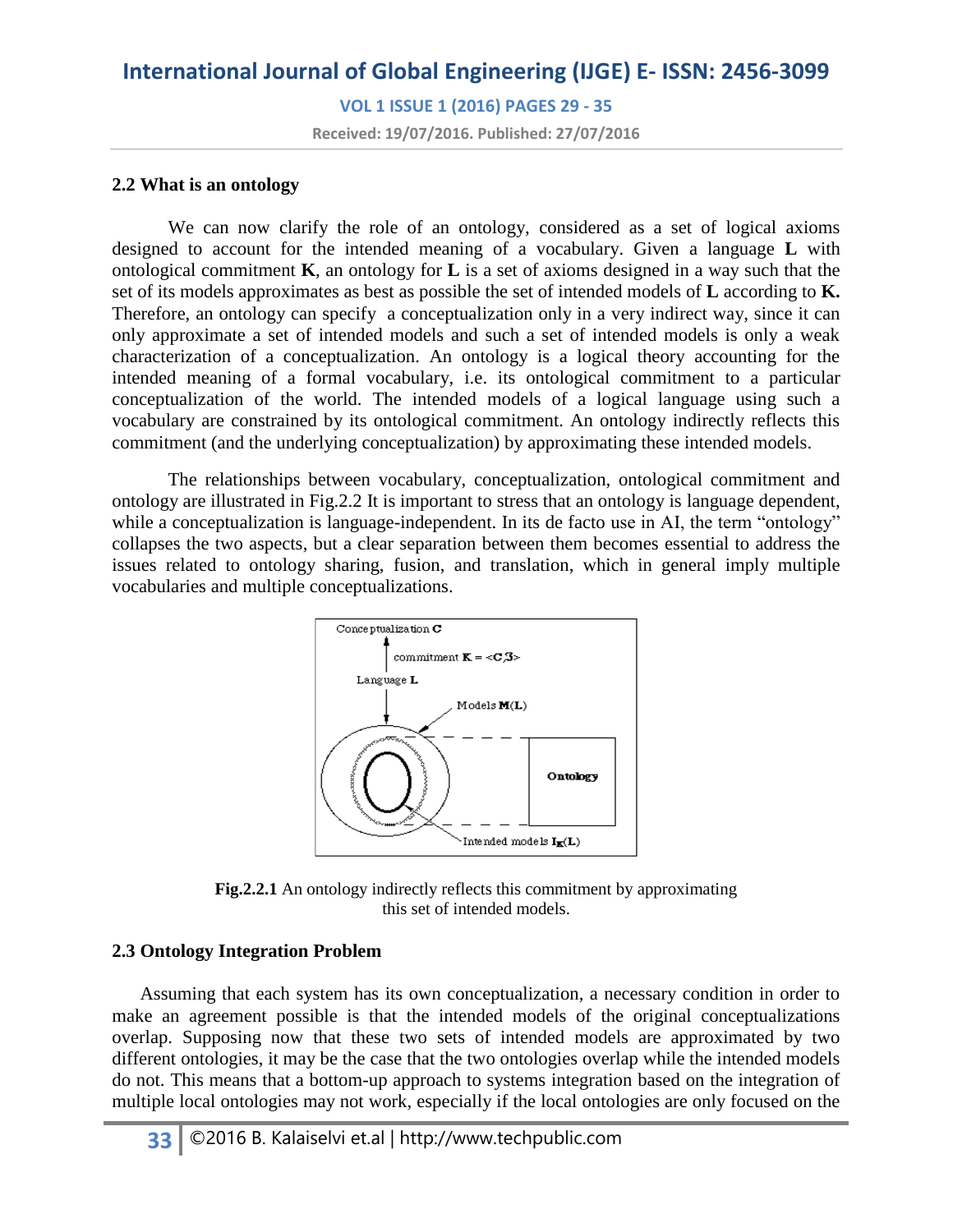### 2.2 What is an ontology

We can now clarify the role of an ontology, considered as a set of logical axioms designed to account for the intended meaning of a vocabulary. Given a language **L** with ontological commitment **K**, an ontology for **L** is a set of axioms designed in a way such that the set of its models approximates as best as possible the set of intended models of **L** according to **K.** Therefore, an ontology can specify a conceptualization only in a very indirect way, since it can only approximate a set of intended models and such a set of intended models is only a weak characterization of a conceptualization. An ontology is a logical theory accounting for the intended meaning of a formal vocabulary, i.e. its ontological commitment to a particular conceptualization of the world. The intended models of a logical language using such a vocabulary are constrained by its ontological commitment. An ontology indirectly reflects this commitment (and the underlying conceptualization) by approximating these intended models.

The relationships between vocabulary, conceptualization, ontological commitment and ontology are illustrated in Fig.2.2 It is important to stress that an ontology is language dependent, while a conceptualization is language-independent. In its de facto use in AI, the term "ontology" collapses the two aspects, but a clear separation between them becomes essential to address the issues related to ontology sharing, fusion, and translation, which in general imply multiple vocabularies and multiple conceptualizations.

**Fig.2.2.1** An ontology indirectly reflects this commitment by approximating this set of intended models.

### 2.3 Ontology Integration Problem

Assuming that each system has its own conceptualization, a necessary condition in order to make an agreement possible is that the intended models of the original conceptualizations overlap. Supposing now that these two sets of intended models are approximated by two different ontologies, it may be the case that the two ontologies overlap while the intended models do not. This means that a bottom-up approach to systems integration based on the integration of multiple local ontologies may not work, especially if the local ontologies are only focused on the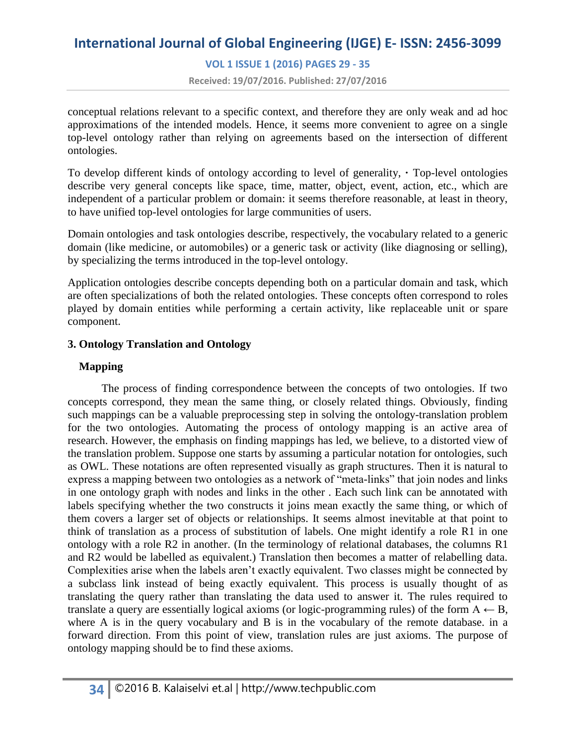conceptual relations relevant to a specific context, and therefore they are only weak and ad hoc approximations of the intended models. Hence, it seems more convenient to agree on a single top-level ontology rather than relying on agreements based on the intersection of different ontologies.

To develop different kinds of ontology according to level of generality, · Top-level ontologies describe very general concepts like space, time, matter, object, event, action, etc., which are independent of a particular problem or domain: it seems therefore reasonable, at least in theory, to have unified top-level ontologies for large communities of users.

Domain ontologies and task ontologies describe, respectively, the vocabulary related to a generic domain (like medicine, or automobiles) or a generic task or activity (like diagnosing or selling), by specializing the terms introduced in the top-level ontology.

Application ontologies describe concepts depending both on a particular domain and task, which are often specializations of both the related ontologies. These concepts often correspond to roles played by domain entities while performing a certain activity, like replaceable unit or spare component.

## 3. Ontology Translation and Ontology Mapping

The process of finding correspondence between the concepts of two ontologies. If two concepts correspond, they mean the same thing, or closely related things. Obviously, finding such mappings can be a valuable preprocessing step in solving the ontology-translation problem for the two ontologies. Automating the process of ontology mapping is an active area of research. However, the emphasis on finding mappings has led, we believe, to a distorted view of the translation problem. Suppose one starts by assuming a particular notation for ontologies, such as OWL. These notations are often represented visually as graph structures. Then it is natural to express a mapping between two ontologies as a network of "meta-links" that join nodes and links in one ontology graph with nodes and links in the other . Each such link can be annotated with labels specifying whether the two constructs it joins mean exactly the same thing, or which of them covers a larger set of objects or relationships. It seems almost inevitable at that point to think of translation as a process of substitution of labels. One might identify a role R1 in one ontology with a role R2 in another. (In the terminology of relational databases, the columns R1 and R2 would be labelled as equivalent.) Translation then becomes a matter of relabelling data. Complexities arise when the labels aren't exactly equivalent. Two classes might be connected by a subclass link instead of being exactly equivalent. This process is usually thought of as translating the query rather than translating the data used to answer it. The rules required to translate a query are essentially logical axioms (or logic-programming rules) of the form $A \leftarrow B$, where A is in the query vocabulary and B is in the vocabulary of the remote database. in a forward direction. From this point of view, translation rules are just axioms. The purpose of ontology mapping should be to find these axioms.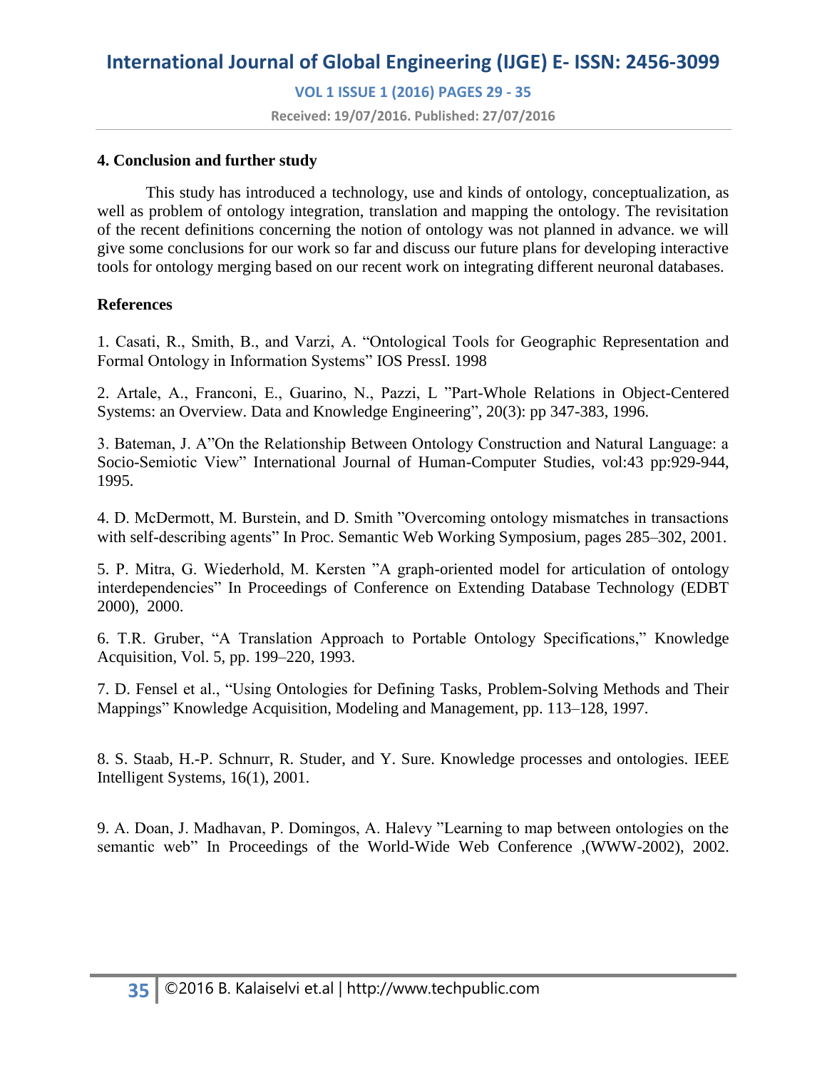## 4. Conclusion and further study

This study has introduced a technology, use and kinds of ontology, conceptualization, as well as problem of ontology integration, translation and mapping the ontology. The revisitation of the recent definitions concerning the notion of ontology was not planned in advance. we will give some conclusions for our work so far and discuss our future plans for developing interactive tools for ontology merging based on our recent work on integrating different neuronal databases.

## References

1. Casati, R., Smith, B., and Varzi, A. "Ontological Tools for Geographic Representation and Formal Ontology in Information Systems" IOS PressI. 1998

2. Artale, A., Franconi, E., Guarino, N., Pazzi, L "Part-Whole Relations in Object-Centered Systems: an Overview. Data and Knowledge Engineering", 20(3): pp 347-383, 1996.

3. Bateman, J. A"On the Relationship Between Ontology Construction and Natural Language: a Socio-Semiotic View" International Journal of Human-Computer Studies, vol:43 pp:929-944, 1995.

4. D. McDermott, M. Burstein, and D. Smith "Overcoming ontology mismatches in transactions with self-describing agents" In Proc. Semantic Web Working Symposium, pages 285–302, 2001.

5. P. Mitra, G. Wiederhold, M. Kersten "A graph-oriented model for articulation of ontology interdependencies" In Proceedings of Conference on Extending Database Technology (EDBT 2000), 2000.

6. T.R. Gruber, "A Translation Approach to Portable Ontology Specifications," Knowledge Acquisition, Vol. 5, pp. 199–220, 1993.

7. D. Fensel et al., "Using Ontologies for Defining Tasks, Problem-Solving Methods and Their Mappings" Knowledge Acquisition, Modeling and Management, pp. 113–128, 1997.

8. S. Staab, H.-P. Schnurr, R. Studer, and Y. Sure. Knowledge processes and ontologies. IEEE Intelligent Systems, 16(1), 2001.

9. A. Doan, J. Madhavan, P. Domingos, A. Halevy "Learning to map between ontologies on the semantic web" In Proceedings of the World-Wide Web Conference ,(WWW-2002), 2002.